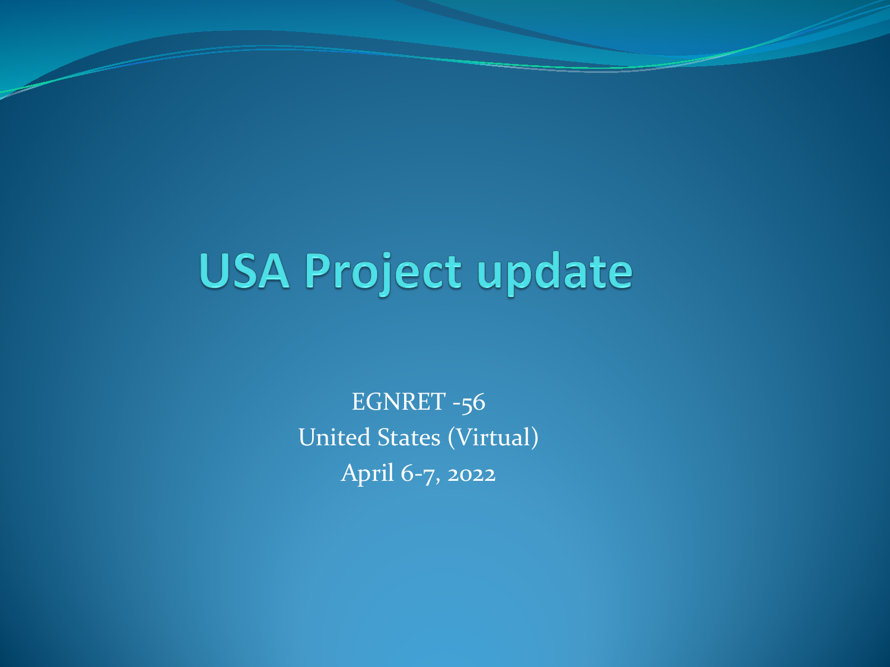# USA Project update

EGNRET -56

United States (Virtual)

April 6-7, 2022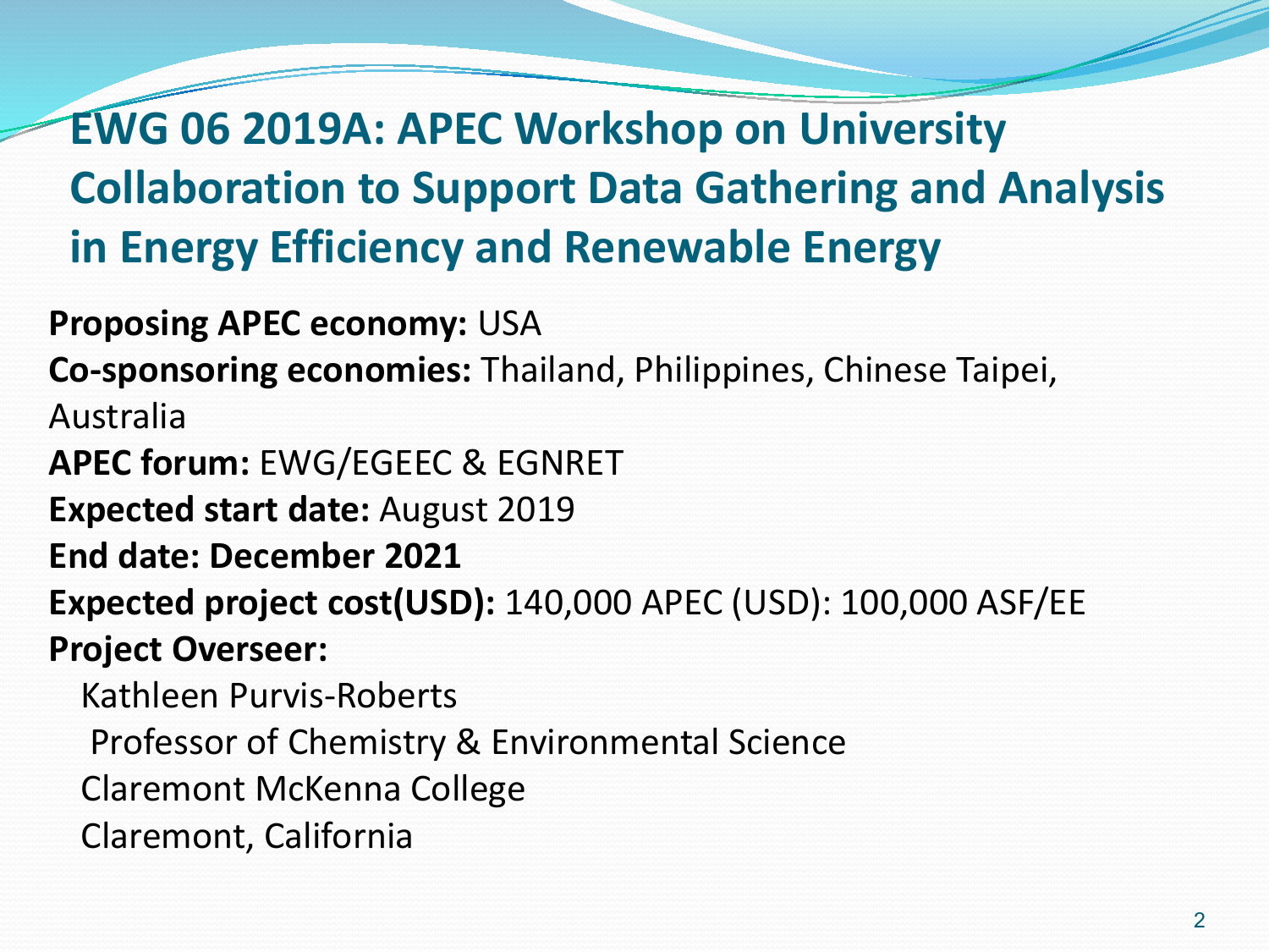# EWG 06 2019A: APEC Workshop on University Collaboration to Support Data Gathering and Analysis in Energy Efficiency and Renewable Energy

**Proposing APEC economy:** USA

**Co-sponsoring economies:** Thailand, Philippines, Chinese Taipei, Australia

**APEC forum:** EWG/EGEEC & EGNRET

**Expected start date:** August 2019

**End date: December 2021**

**Expected project cost(USD):** 140,000 APEC (USD): 100,000 ASF/EE

**Project Overseer:**

Kathleen Purvis-Roberts
Professor of Chemistry & Environmental Science
Claremont McKenna College
Claremont, California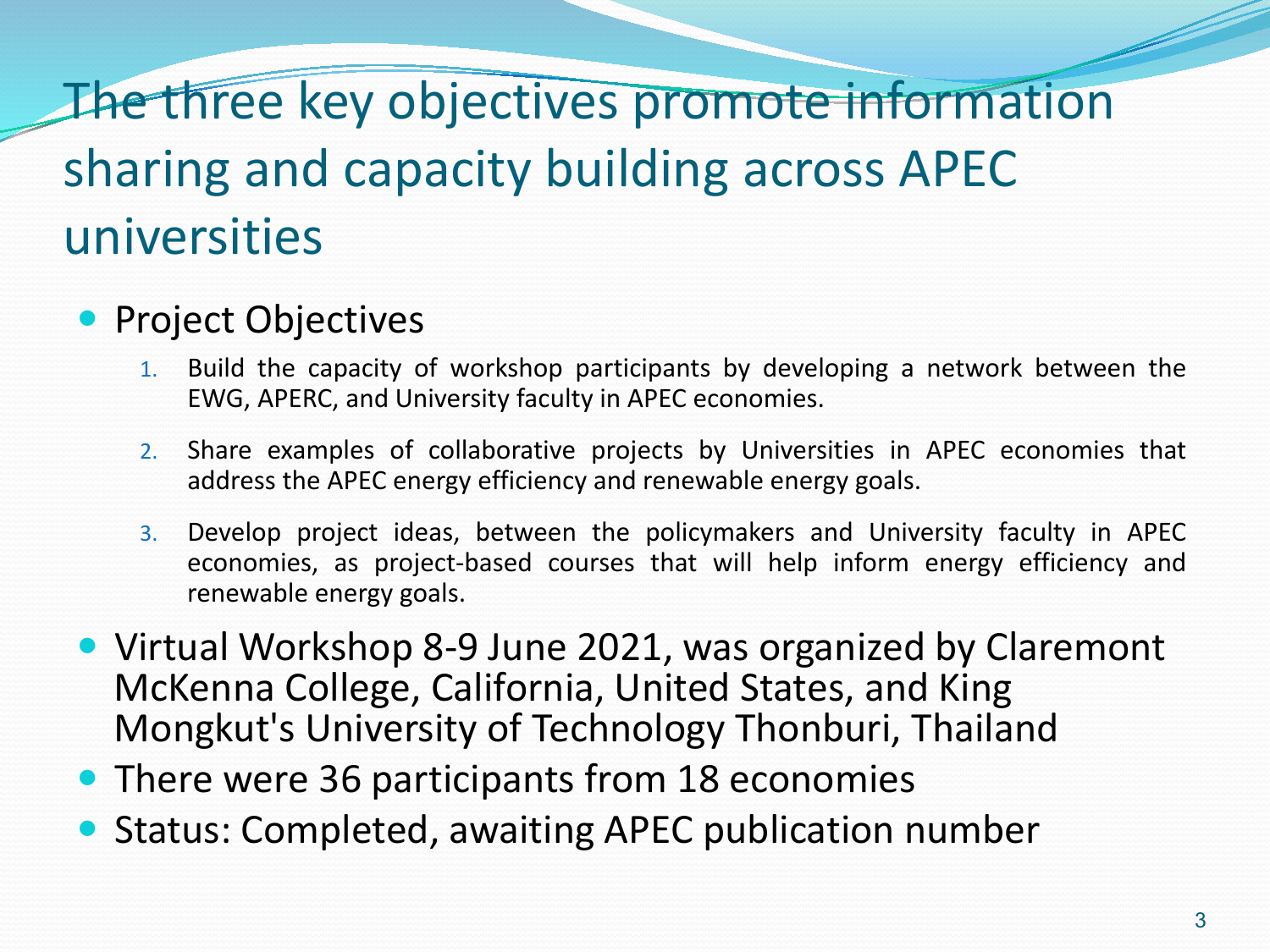# The three key objectives promote information sharing and capacity building across APEC universities

- Project Objectives
    1. Build the capacity of workshop participants by developing a network between the EWG, APERC, and University faculty in APEC economies.
    2. Share examples of collaborative projects by Universities in APEC economies that address the APEC energy efficiency and renewable energy goals.
    3. Develop project ideas, between the policymakers and University faculty in APEC economies, as project-based courses that will help inform energy efficiency and renewable energy goals.
- Virtual Workshop 8-9 June 2021, was organized by Claremont McKenna College, California, United States, and King Mongkut's University of Technology Thonburi, Thailand
- There were 36 participants from 18 economies
- Status: Completed, awaiting APEC publication number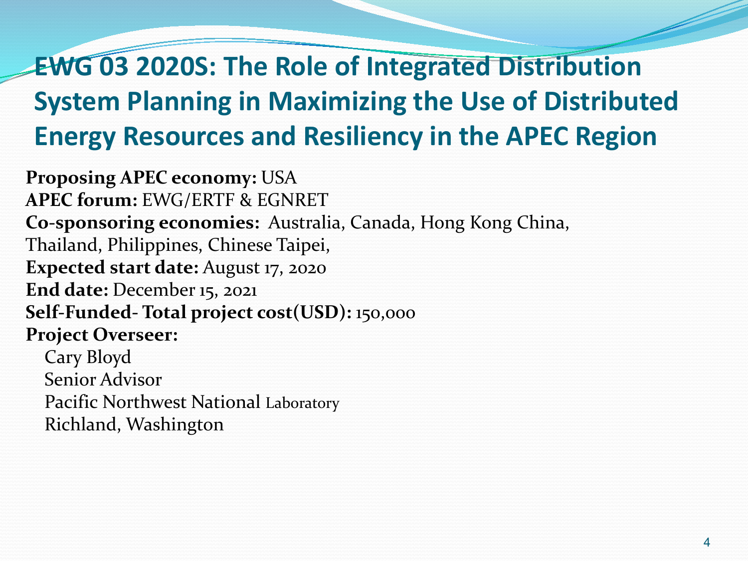# EWG 03 2020S: The Role of Integrated Distribution System Planning in Maximizing the Use of Distributed Energy Resources and Resiliency in the APEC Region

**Proposing APEC economy:** USA
**APEC forum:** EWG/ERTF & EGNRET
**Co-sponsoring economies:** Australia, Canada, Hong Kong China, Thailand, Philippines, Chinese Taipei,
**Expected start date:** August 17, 2020
**End date:** December 15, 2021
**Self-Funded- Total project cost(USD):** 150,000
**Project Overseer:**

Cary Bloyd
Senior Advisor
Pacific Northwest National Laboratory
Richland, Washington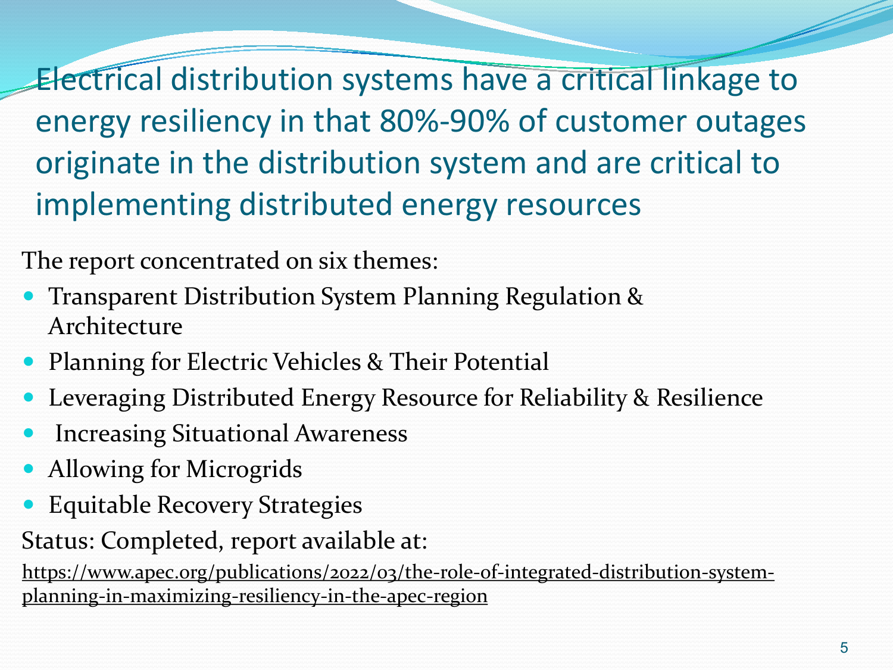# Electrical distribution systems have a critical linkage to energy resiliency in that 80%-90% of customer outages originate in the distribution system and are critical to implementing distributed energy resources

The report concentrated on six themes:

- Transparent Distribution System Planning Regulation & Architecture
- Planning for Electric Vehicles & Their Potential
- Leveraging Distributed Energy Resource for Reliability & Resilience
- Increasing Situational Awareness
- Allowing for Microgrids
- Equitable Recovery Strategies

Status: Completed, report available at:

https://www.apec.org/publications/2022/03/the-role-of-integrated-distribution-system-planning-in-maximizing-resiliency-in-the-apec-region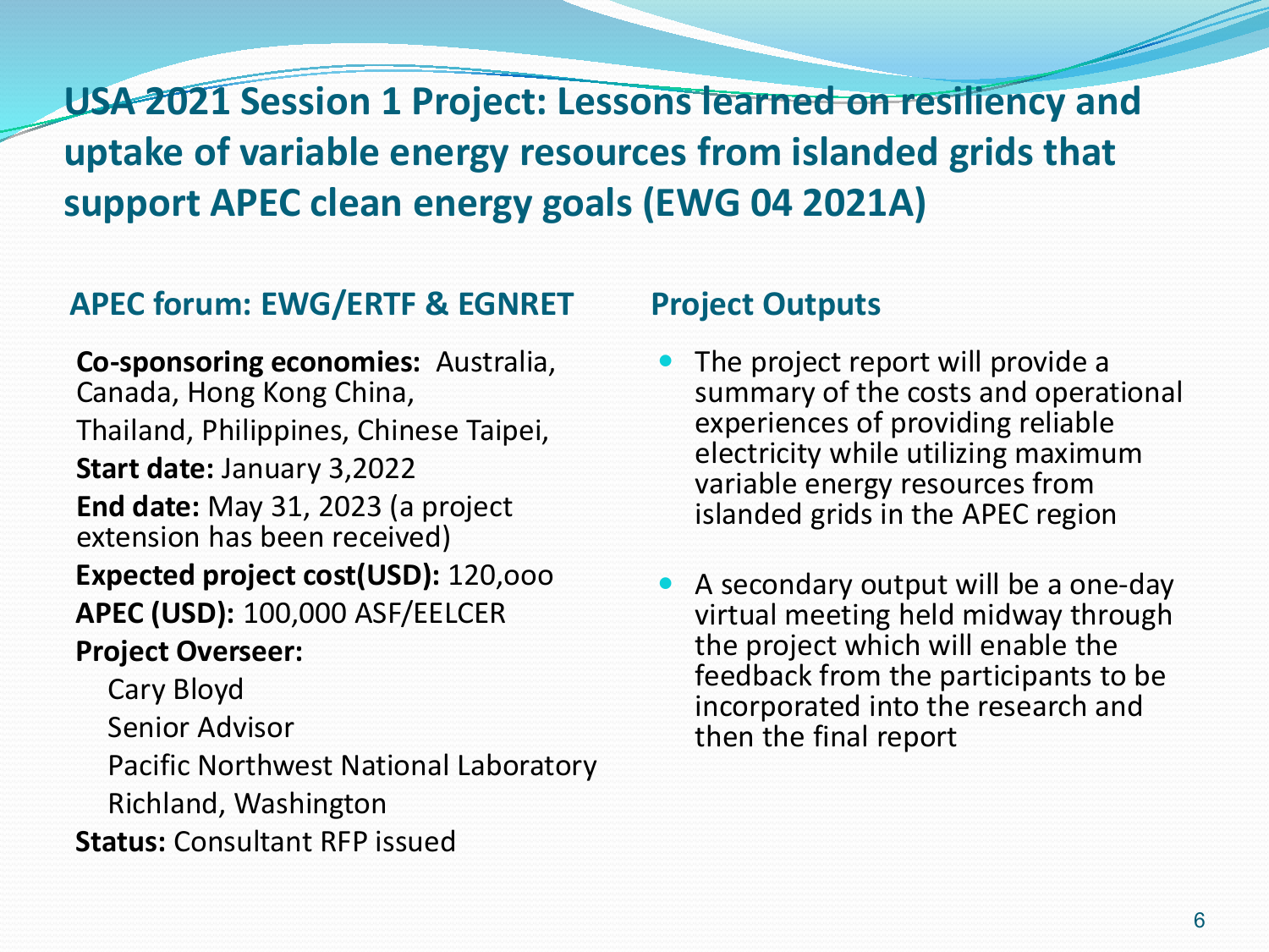# USA 2021 Session 1 Project: Lessons learned on resiliency and uptake of variable energy resources from islanded grids that support APEC clean energy goals (EWG 04 2021A)

## APEC forum: EWG/ERTF & EGNRET

**Co-sponsoring economies:** Australia, Canada, Hong Kong China, Thailand, Philippines, Chinese Taipei,

**Start date:** January 3,2022

**End date:** May 31, 2023 (a project extension has been received)

**Expected project cost(USD):** 120,ooo

**APEC (USD):** 100,000 ASF/EELCER

**Project Overseer:**

Cary Bloyd
Senior Advisor
Pacific Northwest National Laboratory
Richland, Washington

**Status:** Consultant RFP issued

## Project Outputs

- The project report will provide a summary of the costs and operational experiences of providing reliable electricity while utilizing maximum variable energy resources from islanded grids in the APEC region
- A secondary output will be a one-day virtual meeting held midway through the project which will enable the feedback from the participants to be incorporated into the research and then the final report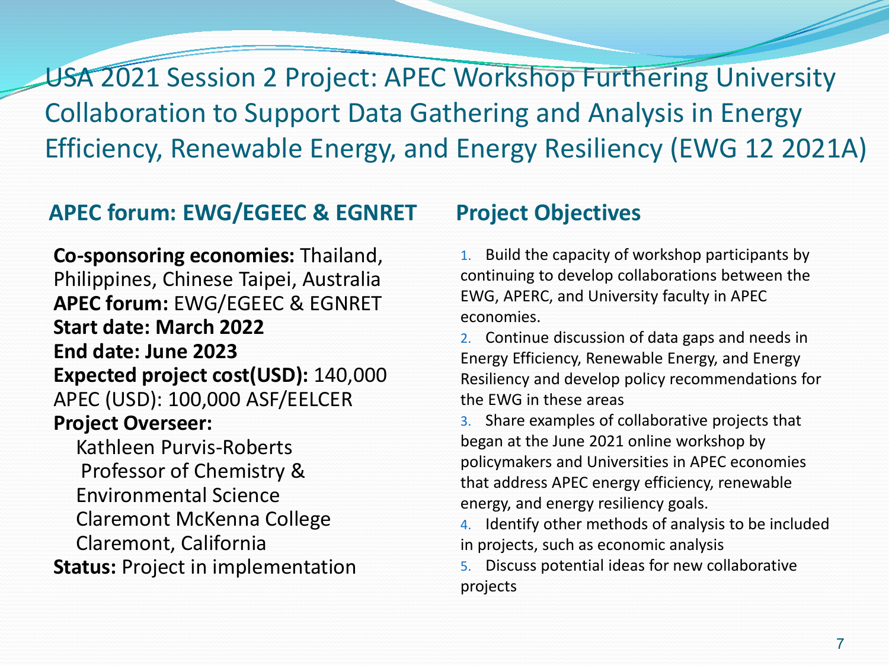# USA 2021 Session 2 Project: APEC Workshop Furthering University Collaboration to Support Data Gathering and Analysis in Energy Efficiency, Renewable Energy, and Energy Resiliency (EWG 12 2021A)

## APEC forum: EWG/EGEEC & EGNRET

**Co-sponsoring economies:** Thailand, Philippines, Chinese Taipei, Australia
**APEC forum:** EWG/EGEEC & EGNRET
**Start date: March 2022**
**End date: June 2023**
**Expected project cost(USD):** 140,000
APEC (USD): 100,000 ASF/EELCER
**Project Overseer:**
Kathleen Purvis-Roberts
Professor of Chemistry &
Environmental Science
Claremont McKenna College
Claremont, California
**Status:** Project in implementation

## Project Objectives

1. Build the capacity of workshop participants by continuing to develop collaborations between the EWG, APERC, and University faculty in APEC economies.
2. Continue discussion of data gaps and needs in Energy Efficiency, Renewable Energy, and Energy Resiliency and develop policy recommendations for the EWG in these areas
3. Share examples of collaborative projects that began at the June 2021 online workshop by policymakers and Universities in APEC economies that address APEC energy efficiency, renewable energy, and energy resiliency goals.
4. Identify other methods of analysis to be included in projects, such as economic analysis
5. Discuss potential ideas for new collaborative projects